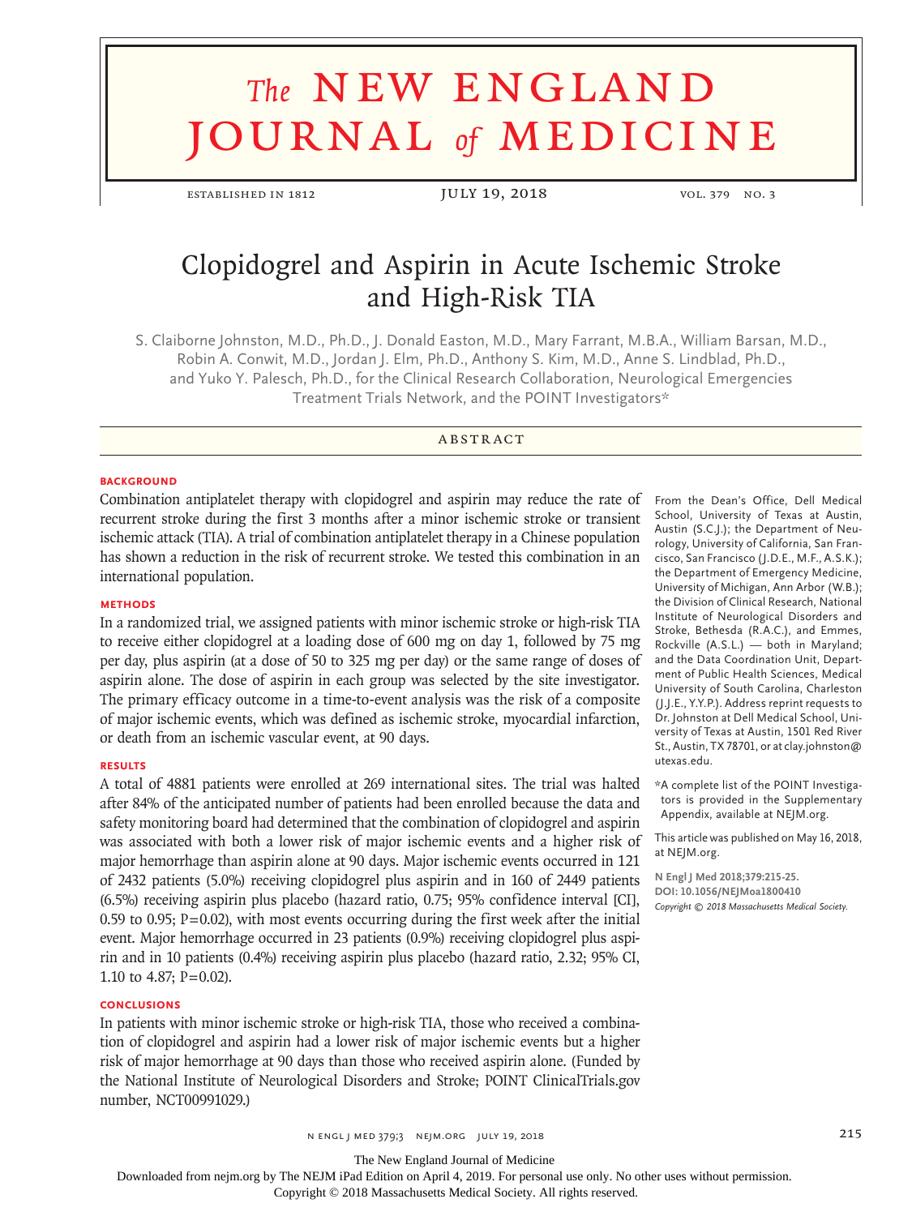# Clopidogrel and Aspirin in Acute Ischemic Stroke and High-Risk TIA

S. Claiborne Johnston, M.D., Ph.D., J. Donald Easton, M.D., Mary Farrant, M.B.A., William Barsan, M.D., Robin A. Conwit, M.D., Jordan J. Elm, Ph.D., Anthony S. Kim, M.D., Anne S. Lindblad, Ph.D., and Yuko Y. Palesch, Ph.D., for the Clinical Research Collaboration, Neurological Emergencies Treatment Trials Network, and the POINT Investigators*

## ABSTRACT

### BACKGROUND

Combination antiplatelet therapy with clopidogrel and aspirin may reduce the rate of recurrent stroke during the first 3 months after a minor ischemic stroke or transient ischemic attack (TIA). A trial of combination antiplatelet therapy in a Chinese population has shown a reduction in the risk of recurrent stroke. We tested this combination in an international population.

### METHODS

In a randomized trial, we assigned patients with minor ischemic stroke or high-risk TIA to receive either clopidogrel at a loading dose of 600 mg on day 1, followed by 75 mg per day, plus aspirin (at a dose of 50 to 325 mg per day) or the same range of doses of aspirin alone. The dose of aspirin in each group was selected by the site investigator. The primary efficacy outcome in a time-to-event analysis was the risk of a composite of major ischemic events, which was defined as ischemic stroke, myocardial infarction, or death from an ischemic vascular event, at 90 days.

### RESULTS

A total of 4881 patients were enrolled at 269 international sites. The trial was halted after 84% of the anticipated number of patients had been enrolled because the data and safety monitoring board had determined that the combination of clopidogrel and aspirin was associated with both a lower risk of major ischemic events and a higher risk of major hemorrhage than aspirin alone at 90 days. Major ischemic events occurred in 121 of 2432 patients (5.0%) receiving clopidogrel plus aspirin and in 160 of 2449 patients (6.5%) receiving aspirin plus placebo (hazard ratio, 0.75; 95% confidence interval [CI], 0.59 to 0.95; P=0.02), with most events occurring during the first week after the initial event. Major hemorrhage occurred in 23 patients (0.9%) receiving clopidogrel plus aspirin and in 10 patients (0.4%) receiving aspirin plus placebo (hazard ratio, 2.32; 95% CI, 1.10 to 4.87; P=0.02).

### CONCLUSIONS

In patients with minor ischemic stroke or high-risk TIA, those who received a combination of clopidogrel and aspirin had a lower risk of major ischemic events but a higher risk of major hemorrhage at 90 days than those who received aspirin alone. (Funded by the National Institute of Neurological Disorders and Stroke; POINT ClinicalTrials.gov number, NCT00991029.)

From the Dean's Office, Dell Medical School, University of Texas at Austin, Austin (S.C.J.); the Department of Neurology, University of California, San Francisco, San Francisco (J.D.E., M.F., A.S.K.); the Department of Emergency Medicine, University of Michigan, Ann Arbor (W.B.); the Division of Clinical Research, National Institute of Neurological Disorders and Stroke, Bethesda (R.A.C.), and Emmes, Rockville (A.S.L.) — both in Maryland; and the Data Coordination Unit, Department of Public Health Sciences, Medical University of South Carolina, Charleston (J.J.E., Y.Y.P.). Address reprint requests to Dr. Johnston at Dell Medical School, University of Texas at Austin, 1501 Red River St., Austin, TX 78701, or at clay.johnston@utexas.edu.

*A complete list of the POINT Investigators is provided in the Supplementary Appendix, available at NEJM.org.

This article was published on May 16, 2018, at NEJM.org.

**N Engl J Med 2018;379:215-25.**
**DOI: 10.1056/NEJMoa1800410**
*Copyright © 2018 Massachusetts Medical Society.*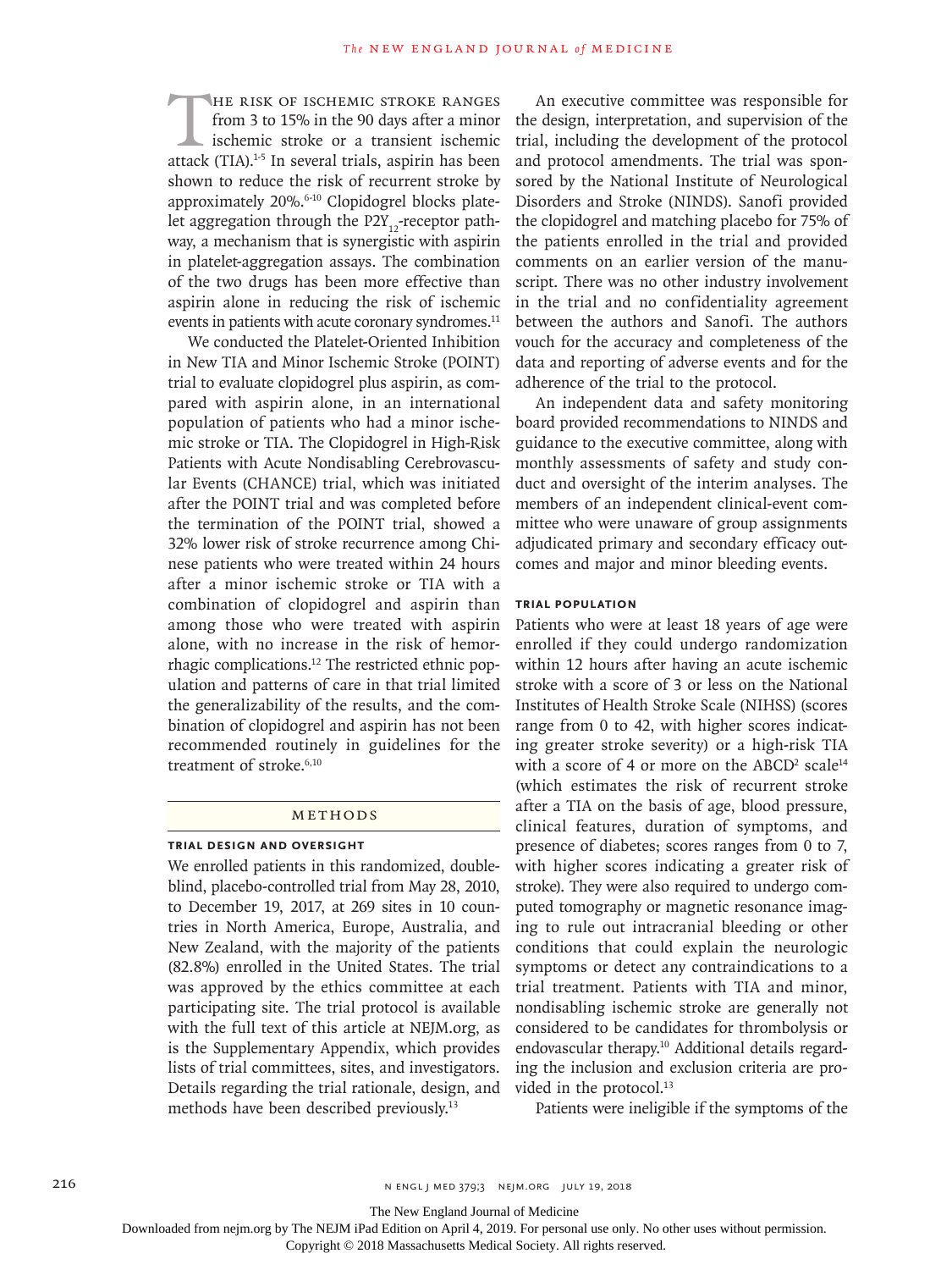The risk of ischemic stroke ranges from 3 to 15% in the 90 days after a minor ischemic stroke or a transient ischemic attack (TIA).[1-5] In several trials, aspirin has been shown to reduce the risk of recurrent stroke by approximately 20%.[6-10] Clopidogrel blocks platelet aggregation through the $P2Y_{12}$-receptor pathway, a mechanism that is synergistic with aspirin in platelet-aggregation assays. The combination of the two drugs has been more effective than aspirin alone in reducing the risk of ischemic events in patients with acute coronary syndromes.[11]

We conducted the Platelet-Oriented Inhibition in New TIA and Minor Ischemic Stroke (POINT) trial to evaluate clopidogrel plus aspirin, as compared with aspirin alone, in an international population of patients who had a minor ischemic stroke or TIA. The Clopidogrel in High-Risk Patients with Acute Nondisabling Cerebrovascular Events (CHANCE) trial, which was initiated after the POINT trial and was completed before the termination of the POINT trial, showed a 32% lower risk of stroke recurrence among Chinese patients who were treated within 24 hours after a minor ischemic stroke or TIA with a combination of clopidogrel and aspirin than among those who were treated with aspirin alone, with no increase in the risk of hemorrhagic complications.[12] The restricted ethnic population and patterns of care in that trial limited the generalizability of the results, and the combination of clopidogrel and aspirin has not been recommended routinely in guidelines for the treatment of stroke.[6,10]

## Methods

### Trial Design and Oversight

We enrolled patients in this randomized, double-blind, placebo-controlled trial from May 28, 2010, to December 19, 2017, at 269 sites in 10 countries in North America, Europe, Australia, and New Zealand, with the majority of the patients (82.8%) enrolled in the United States. The trial was approved by the ethics committee at each participating site. The trial protocol is available with the full text of this article at NEJM.org, as is the Supplementary Appendix, which provides lists of trial committees, sites, and investigators. Details regarding the trial rationale, design, and methods have been described previously.[13]

An executive committee was responsible for the design, interpretation, and supervision of the trial, including the development of the protocol and protocol amendments. The trial was sponsored by the National Institute of Neurological Disorders and Stroke (NINDS). Sanofi provided the clopidogrel and matching placebo for 75% of the patients enrolled in the trial and provided comments on an earlier version of the manuscript. There was no other industry involvement in the trial and no confidentiality agreement between the authors and Sanofi. The authors vouch for the accuracy and completeness of the data and reporting of adverse events and for the adherence of the trial to the protocol.

An independent data and safety monitoring board provided recommendations to NINDS and guidance to the executive committee, along with monthly assessments of safety and study conduct and oversight of the interim analyses. The members of an independent clinical-event committee who were unaware of group assignments adjudicated primary and secondary efficacy outcomes and major and minor bleeding events.

### Trial Population

Patients who were at least 18 years of age were enrolled if they could undergo randomization within 12 hours after having an acute ischemic stroke with a score of 3 or less on the National Institutes of Health Stroke Scale (NIHSS) (scores range from 0 to 42, with higher scores indicating greater stroke severity) or a high-risk TIA with a score of 4 or more on the $ABCD^2$ scale[14] (which estimates the risk of recurrent stroke after a TIA on the basis of age, blood pressure, clinical features, duration of symptoms, and presence of diabetes; scores ranges from 0 to 7, with higher scores indicating a greater risk of stroke). They were also required to undergo computed tomography or magnetic resonance imaging to rule out intracranial bleeding or other conditions that could explain the neurologic symptoms or detect any contraindications to a trial treatment. Patients with TIA and minor, nondisabling ischemic stroke are generally not considered to be candidates for thrombolysis or endovascular therapy.[10] Additional details regarding the inclusion and exclusion criteria are provided in the protocol.[13]

Patients were ineligible if the symptoms of the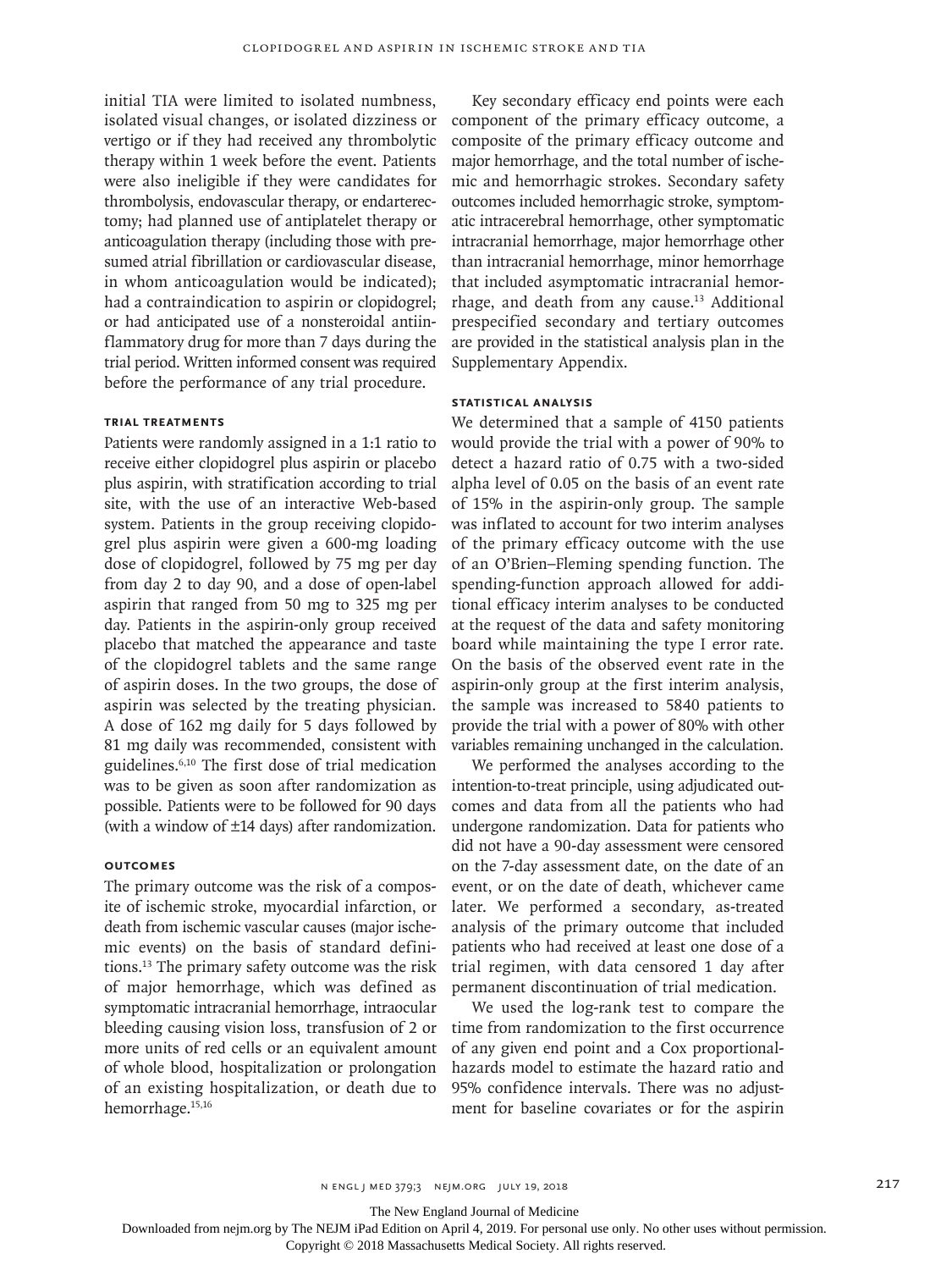initial TIA were limited to isolated numbness, isolated visual changes, or isolated dizziness or vertigo or if they had received any thrombolytic therapy within 1 week before the event. Patients were also ineligible if they were candidates for thrombolysis, endovascular therapy, or endarterectomy; had planned use of antiplatelet therapy or anticoagulation therapy (including those with presumed atrial fibrillation or cardiovascular disease, in whom anticoagulation would be indicated); had a contraindication to aspirin or clopidogrel; or had anticipated use of a nonsteroidal antiinflammatory drug for more than 7 days during the trial period. Written informed consent was required before the performance of any trial procedure.

### Trial Treatments

Patients were randomly assigned in a 1:1 ratio to receive either clopidogrel plus aspirin or placebo plus aspirin, with stratification according to trial site, with the use of an interactive Web-based system. Patients in the group receiving clopidogrel plus aspirin were given a 600-mg loading dose of clopidogrel, followed by 75 mg per day from day 2 to day 90, and a dose of open-label aspirin that ranged from 50 mg to 325 mg per day. Patients in the aspirin-only group received placebo that matched the appearance and taste of the clopidogrel tablets and the same range of aspirin doses. In the two groups, the dose of aspirin was selected by the treating physician. A dose of 162 mg daily for 5 days followed by 81 mg daily was recommended, consistent with guidelines.[6,10] The first dose of trial medication was to be given as soon after randomization as possible. Patients were to be followed for 90 days (with a window of ±14 days) after randomization.

### Outcomes

The primary outcome was the risk of a composite of ischemic stroke, myocardial infarction, or death from ischemic vascular causes (major ischemic events) on the basis of standard definitions.[13] The primary safety outcome was the risk of major hemorrhage, which was defined as symptomatic intracranial hemorrhage, intraocular bleeding causing vision loss, transfusion of 2 or more units of red cells or an equivalent amount of whole blood, hospitalization or prolongation of an existing hospitalization, or death due to hemorrhage.[15,16]

Key secondary efficacy end points were each component of the primary efficacy outcome, a composite of the primary efficacy outcome and major hemorrhage, and the total number of ischemic and hemorrhagic strokes. Secondary safety outcomes included hemorrhagic stroke, symptomatic intracerebral hemorrhage, other symptomatic intracranial hemorrhage, major hemorrhage other than intracranial hemorrhage, minor hemorrhage that included asymptomatic intracranial hemorrhage, and death from any cause.[13] Additional prespecified secondary and tertiary outcomes are provided in the statistical analysis plan in the Supplementary Appendix.

### Statistical Analysis

We determined that a sample of 4150 patients would provide the trial with a power of 90% to detect a hazard ratio of 0.75 with a two-sided alpha level of 0.05 on the basis of an event rate of 15% in the aspirin-only group. The sample was inflated to account for two interim analyses of the primary efficacy outcome with the use of an O'Brien–Fleming spending function. The spending-function approach allowed for additional efficacy interim analyses to be conducted at the request of the data and safety monitoring board while maintaining the type I error rate. On the basis of the observed event rate in the aspirin-only group at the first interim analysis, the sample was increased to 5840 patients to provide the trial with a power of 80% with other variables remaining unchanged in the calculation.

We performed the analyses according to the intention-to-treat principle, using adjudicated outcomes and data from all the patients who had undergone randomization. Data for patients who did not have a 90-day assessment were censored on the 7-day assessment date, on the date of an event, or on the date of death, whichever came later. We performed a secondary, as-treated analysis of the primary outcome that included patients who had received at least one dose of a trial regimen, with data censored 1 day after permanent discontinuation of trial medication.

We used the log-rank test to compare the time from randomization to the first occurrence of any given end point and a Cox proportional-hazards model to estimate the hazard ratio and 95% confidence intervals. There was no adjustment for baseline covariates or for the aspirin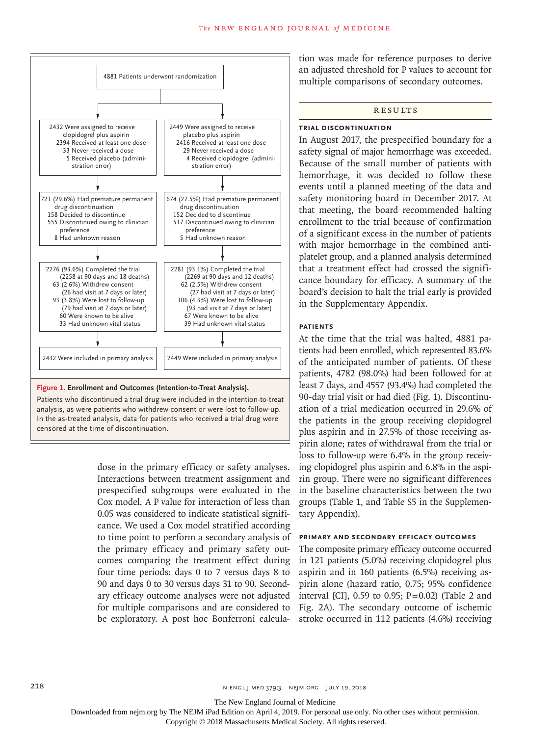4881 Patients underwent randomization

| Clopidogrel plus aspirin | Placebo plus aspirin |
|---|---|
| 2432 Were assigned to receive clopidogrel plus aspirin<br>2394 Received at least one dose<br>33 Never received a dose<br>5 Received placebo (administration error) | 2449 Were assigned to receive placebo plus aspirin<br>2416 Received at least one dose<br>29 Never received a dose<br>4 Received clopidogrel (administration error) |
| 721 (29.6%) Had premature permanent drug discontinuation<br>158 Decided to discontinue<br>555 Discontinued owing to clinician preference<br>8 Had unknown reason | 674 (27.5%) Had premature permanent drug discontinuation<br>152 Decided to discontinue<br>517 Discontinued owing to clinician preference<br>5 Had unknown reason |
| 2276 (93.6%) Completed the trial (2258 at 90 days and 18 deaths)<br>63 (2.6%) Withdrew consent (26 had visit at 7 days or later)<br>93 (3.8%) Were lost to follow-up (79 had visit at 7 days or later)<br>60 Were known to be alive<br>33 Had unknown vital status | 2281 (93.1%) Completed the trial (2269 at 90 days and 12 deaths)<br>62 (2.5%) Withdrew consent (27 had visit at 7 days or later)<br>106 (4.3%) Were lost to follow-up (93 had visit at 7 days or later)<br>67 Were known to be alive<br>39 Had unknown vital status |
| 2432 Were included in primary analysis | 2449 Were included in primary analysis |

**Figure 1. Enrollment and Outcomes (Intention-to-Treat Analysis).**

Patients who discontinued a trial drug were included in the intention-to-treat analysis, as were patients who withdrew consent or were lost to follow-up. In the as-treated analysis, data for patients who received a trial drug were censored at the time of discontinuation.

dose in the primary efficacy or safety analyses. Interactions between treatment assignment and prespecified subgroups were evaluated in the Cox model. A P value for interaction of less than 0.05 was considered to indicate statistical significance. We used a Cox model stratified according to time point to perform a secondary analysis of the primary efficacy and primary safety outcomes comparing the treatment effect during four time periods: days 0 to 7 versus days 8 to 90 and days 0 to 30 versus days 31 to 90. Secondary efficacy outcome analyses were not adjusted for multiple comparisons and are considered to be exploratory. A post hoc Bonferroni calculation was made for reference purposes to derive an adjusted threshold for P values to account for multiple comparisons of secondary outcomes.

## Results

### Trial Discontinuation

In August 2017, the prespecified boundary for a safety signal of major hemorrhage was exceeded. Because of the small number of patients with hemorrhage, it was decided to follow these events until a planned meeting of the data and safety monitoring board in December 2017. At that meeting, the board recommended halting enrollment to the trial because of confirmation of a significant excess in the number of patients with major hemorrhage in the combined antiplatelet group, and a planned analysis determined that a treatment effect had crossed the significance boundary for efficacy. A summary of the board's decision to halt the trial early is provided in the Supplementary Appendix.

### Patients

At the time that the trial was halted, 4881 patients had been enrolled, which represented 83.6% of the anticipated number of patients. Of these patients, 4782 (98.0%) had been followed for at least 7 days, and 4557 (93.4%) had completed the 90-day trial visit or had died (Fig. 1). Discontinuation of a trial medication occurred in 29.6% of the patients in the group receiving clopidogrel plus aspirin and in 27.5% of those receiving aspirin alone; rates of withdrawal from the trial or loss to follow-up were 6.4% in the group receiving clopidogrel plus aspirin and 6.8% in the aspirin group. There were no significant differences in the baseline characteristics between the two groups (Table 1, and Table S5 in the Supplementary Appendix).

### Primary and Secondary Efficacy Outcomes

The composite primary efficacy outcome occurred in 121 patients (5.0%) receiving clopidogrel plus aspirin and in 160 patients (6.5%) receiving aspirin alone (hazard ratio, 0.75; 95% confidence interval [CI], 0.59 to 0.95; P=0.02) (Table 2 and Fig. 2A). The secondary outcome of ischemic stroke occurred in 112 patients (4.6%) receiving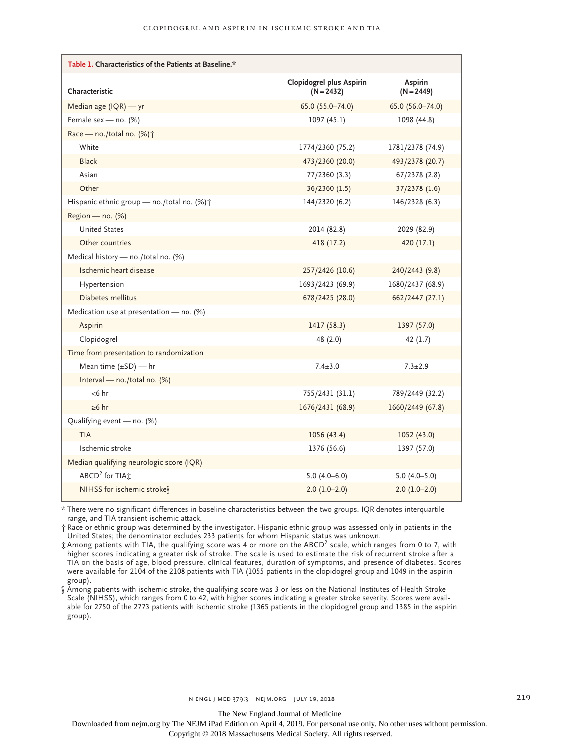**Table 1. Characteristics of the Patients at Baseline.***

| Characteristic | Clopidogrel plus Aspirin (N=2432) | Aspirin (N=2449) |
|---|---|---|
| Median age (IQR) — yr | 65.0 (55.0–74.0) | 65.0 (56.0–74.0) |
| Female sex — no. (%) | 1097 (45.1) | 1098 (44.8) |
| Race — no./total no. (%)† | | |
| White | 1774/2360 (75.2) | 1781/2378 (74.9) |
| Black | 473/2360 (20.0) | 493/2378 (20.7) |
| Asian | 77/2360 (3.3) | 67/2378 (2.8) |
| Other | 36/2360 (1.5) | 37/2378 (1.6) |
| Hispanic ethnic group — no./total no. (%)† | 144/2320 (6.2) | 146/2328 (6.3) |
| Region — no. (%) | | |
| United States | 2014 (82.8) | 2029 (82.9) |
| Other countries | 418 (17.2) | 420 (17.1) |
| Medical history — no./total no. (%) | | |
| Ischemic heart disease | 257/2426 (10.6) | 240/2443 (9.8) |
| Hypertension | 1693/2423 (69.9) | 1680/2437 (68.9) |
| Diabetes mellitus | 678/2425 (28.0) | 662/2447 (27.1) |
| Medication use at presentation — no. (%) | | |
| Aspirin | 1417 (58.3) | 1397 (57.0) |
| Clopidogrel | 48 (2.0) | 42 (1.7) |
| Time from presentation to randomization | | |
| Mean time (±SD) — hr | 7.4±3.0 | 7.3±2.9 |
| Interval — no./total no. (%) | | |
| <6 hr | 755/2431 (31.1) | 789/2449 (32.2) |
| ≥6 hr | 1676/2431 (68.9) | 1660/2449 (67.8) |
| Qualifying event — no. (%) | | |
| TIA | 1056 (43.4) | 1052 (43.0) |
| Ischemic stroke | 1376 (56.6) | 1397 (57.0) |
| Median qualifying neurologic score (IQR) | | |
| $ABCD^2$ for TIA‡ | 5.0 (4.0–6.0) | 5.0 (4.0–5.0) |
| NIHSS for ischemic stroke§ | 2.0 (1.0–2.0) | 2.0 (1.0–2.0) |

* There were no significant differences in baseline characteristics between the two groups. IQR denotes interquartile range, and TIA transient ischemic attack.

† Race or ethnic group was determined by the investigator. Hispanic ethnic group was assessed only in patients in the United States; the denominator excludes 233 patients for whom Hispanic status was unknown.

‡ Among patients with TIA, the qualifying score was 4 or more on the $ABCD^2$ scale, which ranges from 0 to 7, with higher scores indicating a greater risk of stroke. The scale is used to estimate the risk of recurrent stroke after a TIA on the basis of age, blood pressure, clinical features, duration of symptoms, and presence of diabetes. Scores were available for 2104 of the 2108 patients with TIA (1055 patients in the clopidogrel group and 1049 in the aspirin group).

§ Among patients with ischemic stroke, the qualifying score was 3 or less on the National Institutes of Health Stroke Scale (NIHSS), which ranges from 0 to 42, with higher scores indicating a greater stroke severity. Scores were available for 2750 of the 2773 patients with ischemic stroke (1365 patients in the clopidogrel group and 1385 in the aspirin group).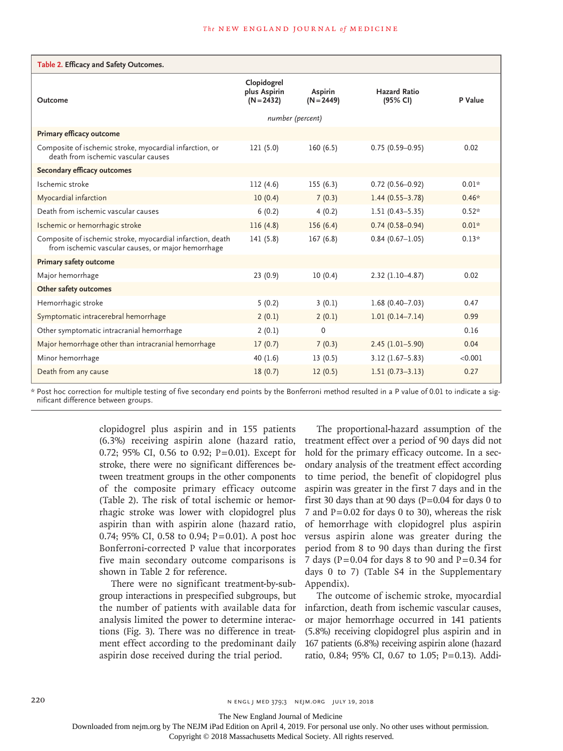**Table 2. Efficacy and Safety Outcomes.**

| Outcome | Clopidogrel plus Aspirin (N=2432) | Aspirin (N=2449) | Hazard Ratio (95% CI) | P Value |
|---|---|---|---|---|
| | *number (percent)* | | | |
| **Primary efficacy outcome** | | | | |
| Composite of ischemic stroke, myocardial infarction, or death from ischemic vascular causes | 121 (5.0) | 160 (6.5) | 0.75 (0.59–0.95) | 0.02 |
| **Secondary efficacy outcomes** | | | | |
| Ischemic stroke | 112 (4.6) | 155 (6.3) | 0.72 (0.56–0.92) | 0.01* |
| Myocardial infarction | 10 (0.4) | 7 (0.3) | 1.44 (0.55–3.78) | 0.46* |
| Death from ischemic vascular causes | 6 (0.2) | 4 (0.2) | 1.51 (0.43–5.35) | 0.52* |
| Ischemic or hemorrhagic stroke | 116 (4.8) | 156 (6.4) | 0.74 (0.58–0.94) | 0.01* |
| Composite of ischemic stroke, myocardial infarction, death from ischemic vascular causes, or major hemorrhage | 141 (5.8) | 167 (6.8) | 0.84 (0.67–1.05) | 0.13* |
| **Primary safety outcome** | | | | |
| Major hemorrhage | 23 (0.9) | 10 (0.4) | 2.32 (1.10–4.87) | 0.02 |
| **Other safety outcomes** | | | | |
| Hemorrhagic stroke | 5 (0.2) | 3 (0.1) | 1.68 (0.40–7.03) | 0.47 |
| Symptomatic intracerebral hemorrhage | 2 (0.1) | 2 (0.1) | 1.01 (0.14–7.14) | 0.99 |
| Other symptomatic intracranial hemorrhage | 2 (0.1) | 0 | | 0.16 |
| Major hemorrhage other than intracranial hemorrhage | 17 (0.7) | 7 (0.3) | 2.45 (1.01–5.90) | 0.04 |
| Minor hemorrhage | 40 (1.6) | 13 (0.5) | 3.12 (1.67–5.83) | <0.001 |
| Death from any cause | 18 (0.7) | 12 (0.5) | 1.51 (0.73–3.13) | 0.27 |

\* Post hoc correction for multiple testing of five secondary end points by the Bonferroni method resulted in a P value of 0.01 to indicate a significant difference between groups.

clopidogrel plus aspirin and in 155 patients (6.3%) receiving aspirin alone (hazard ratio, 0.72; 95% CI, 0.56 to 0.92; P=0.01). Except for stroke, there were no significant differences between treatment groups in the other components of the composite primary efficacy outcome (Table 2). The risk of total ischemic or hemorrhagic stroke was lower with clopidogrel plus aspirin than with aspirin alone (hazard ratio, 0.74; 95% CI, 0.58 to 0.94; P=0.01). A post hoc Bonferroni-corrected P value that incorporates five main secondary outcome comparisons is shown in Table 2 for reference.

There were no significant treatment-by-subgroup interactions in prespecified subgroups, but the number of patients with available data for analysis limited the power to determine interactions (Fig. 3). There was no difference in treatment effect according to the predominant daily aspirin dose received during the trial period.

The proportional-hazard assumption of the treatment effect over a period of 90 days did not hold for the primary efficacy outcome. In a secondary analysis of the treatment effect according to time period, the benefit of clopidogrel plus aspirin was greater in the first 7 days and in the first 30 days than at 90 days (P=0.04 for days 0 to 7 and P=0.02 for days 0 to 30), whereas the risk of hemorrhage with clopidogrel plus aspirin versus aspirin alone was greater during the period from 8 to 90 days than during the first 7 days (P=0.04 for days 8 to 90 and P=0.34 for days 0 to 7) (Table S4 in the Supplementary Appendix).

The outcome of ischemic stroke, myocardial infarction, death from ischemic vascular causes, or major hemorrhage occurred in 141 patients (5.8%) receiving clopidogrel plus aspirin and in 167 patients (6.8%) receiving aspirin alone (hazard ratio, 0.84; 95% CI, 0.67 to 1.05; P=0.13). Addi-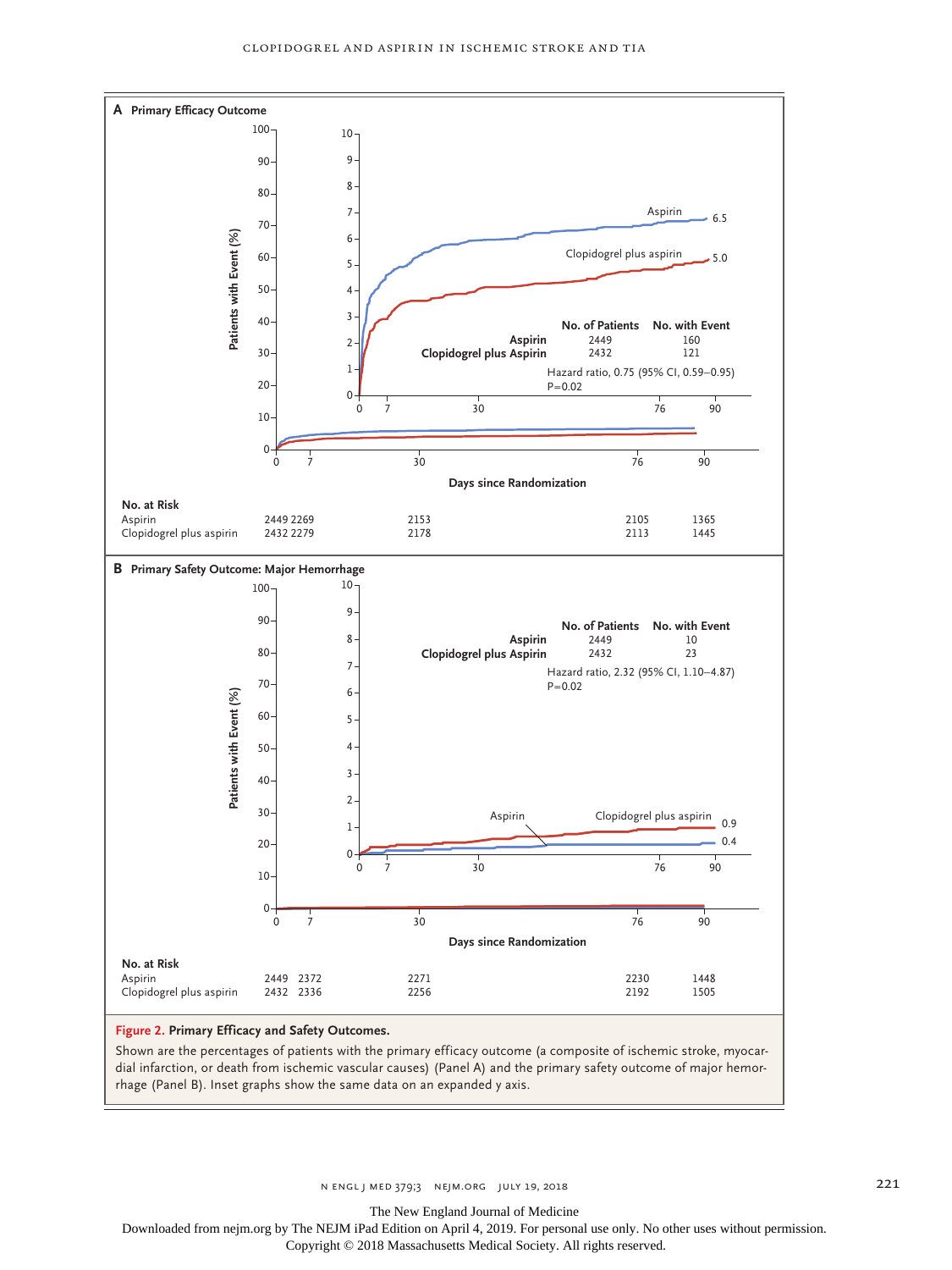**A Primary Efficacy Outcome**

| | No. of Patients | No. with Event |
|---|---|---|
| Aspirin | 2449 | 160 |
| Clopidogrel plus Aspirin | 2432 | 121 |

Hazard ratio, 0.75 (95% CI, 0.59–0.95)
P=0.02

Aspirin 6.5
Clopidogrel plus aspirin 5.0

Patients with Event (%)

Days since Randomization

**No. at Risk**

| | 0 | 7 | 30 | 76 | 90 |
|---|---|---|---|---|---|
| Aspirin | 2449 | 2269 | 2153 | 2105 | 1365 |
| Clopidogrel plus aspirin | 2432 | 2279 | 2178 | 2113 | 1445 |

**B Primary Safety Outcome: Major Hemorrhage**

| | No. of Patients | No. with Event |
|---|---|---|
| Aspirin | 2449 | 10 |
| Clopidogrel plus Aspirin | 2432 | 23 |

Hazard ratio, 2.32 (95% CI, 1.10–4.87)
P=0.02

Clopidogrel plus aspirin 0.9
Aspirin 0.4

Patients with Event (%)

Days since Randomization

**No. at Risk**

| | 0 | 7 | 30 | 76 | 90 |
|---|---|---|---|---|---|
| Aspirin | 2449 | 2372 | 2271 | 2230 | 1448 |
| Clopidogrel plus aspirin | 2432 | 2336 | 2256 | 2192 | 1505 |

**Figure 2. Primary Efficacy and Safety Outcomes.**

Shown are the percentages of patients with the primary efficacy outcome (a composite of ischemic stroke, myocardial infarction, or death from ischemic vascular causes) (Panel A) and the primary safety outcome of major hemorrhage (Panel B). Inset graphs show the same data on an expanded y axis.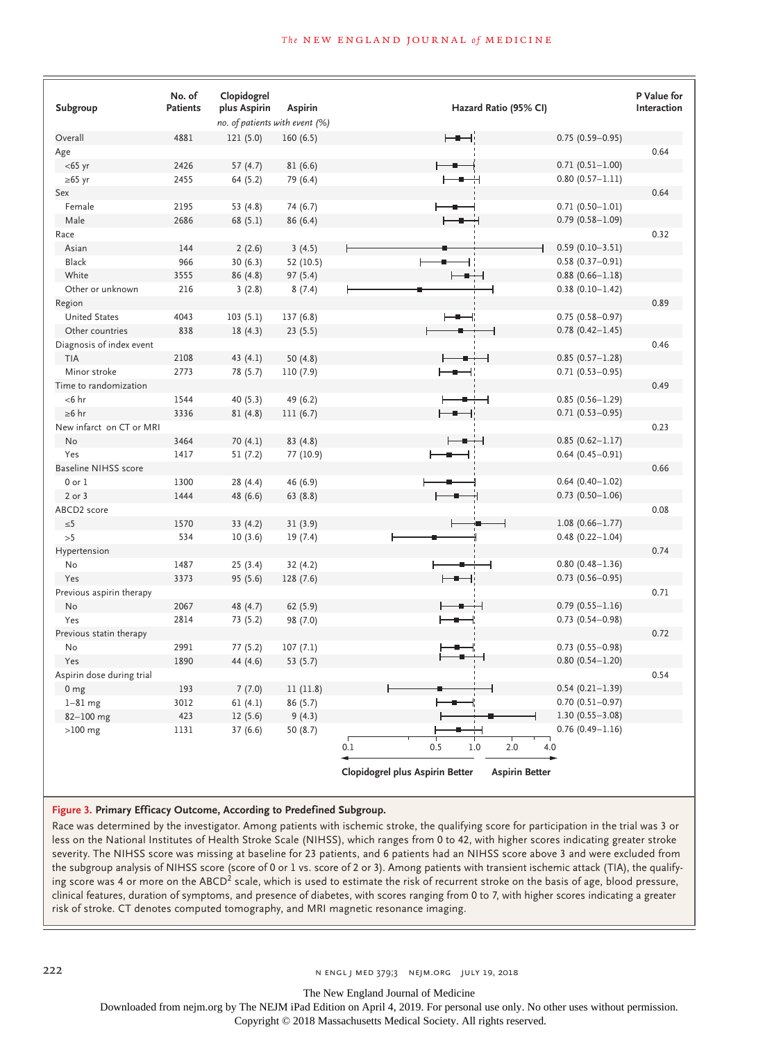| Subgroup | No. of Patients | Clopidogrel plus Aspirin | Aspirin | Hazard Ratio (95% CI) | P Value for Interaction |
|---|---|---|---|---|---|
| | | *no. of patients with event (%)* | | | |
| Overall | 4881 | 121 (5.0) | 160 (6.5) | 0.75 (0.59–0.95) | |
| Age | | | | | 0.64 |
| <65 yr | 2426 | 57 (4.7) | 81 (6.6) | 0.71 (0.51–1.00) | |
| ≥65 yr | 2455 | 64 (5.2) | 79 (6.4) | 0.80 (0.57–1.11) | |
| Sex | | | | | 0.64 |
| Female | 2195 | 53 (4.8) | 74 (6.7) | 0.71 (0.50–1.01) | |
| Male | 2686 | 68 (5.1) | 86 (6.4) | 0.79 (0.58–1.09) | |
| Race | | | | | 0.32 |
| Asian | 144 | 2 (2.6) | 3 (4.5) | 0.59 (0.10–3.51) | |
| Black | 966 | 30 (6.3) | 52 (10.5) | 0.58 (0.37–0.91) | |
| White | 3555 | 86 (4.8) | 97 (5.4) | 0.88 (0.66–1.18) | |
| Other or unknown | 216 | 3 (2.8) | 8 (7.4) | 0.38 (0.10–1.42) | |
| Region | | | | | 0.89 |
| United States | 4043 | 103 (5.1) | 137 (6.8) | 0.75 (0.58–0.97) | |
| Other countries | 838 | 18 (4.3) | 23 (5.5) | 0.78 (0.42–1.45) | |
| Diagnosis of index event | | | | | 0.46 |
| TIA | 2108 | 43 (4.1) | 50 (4.8) | 0.85 (0.57–1.28) | |
| Minor stroke | 2773 | 78 (5.7) | 110 (7.9) | 0.71 (0.53–0.95) | |
| Time to randomization | | | | | 0.49 |
| <6 hr | 1544 | 40 (5.3) | 49 (6.2) | 0.85 (0.56–1.29) | |
| ≥6 hr | 3336 | 81 (4.8) | 111 (6.7) | 0.71 (0.53–0.95) | |
| New infarct on CT or MRI | | | | | 0.23 |
| No | 3464 | 70 (4.1) | 83 (4.8) | 0.85 (0.62–1.17) | |
| Yes | 1417 | 51 (7.2) | 77 (10.9) | 0.64 (0.45–0.91) | |
| Baseline NIHSS score | | | | | 0.66 |
| 0 or 1 | 1300 | 28 (4.4) | 46 (6.9) | 0.64 (0.40–1.02) | |
| 2 or 3 | 1444 | 48 (6.6) | 63 (8.8) | 0.73 (0.50–1.06) | |
| ABCD2 score | | | | | 0.08 |
| ≤5 | 1570 | 33 (4.2) | 31 (3.9) | 1.08 (0.66–1.77) | |
| >5 | 534 | 10 (3.6) | 19 (7.4) | 0.48 (0.22–1.04) | |
| Hypertension | | | | | 0.74 |
| No | 1487 | 25 (3.4) | 32 (4.2) | 0.80 (0.48–1.36) | |
| Yes | 3373 | 95 (5.6) | 128 (7.6) | 0.73 (0.56–0.95) | |
| Previous aspirin therapy | | | | | 0.71 |
| No | 2067 | 48 (4.7) | 62 (5.9) | 0.79 (0.55–1.16) | |
| Yes | 2814 | 73 (5.2) | 98 (7.0) | 0.73 (0.54–0.98) | |
| Previous statin therapy | | | | | 0.72 |
| No | 2991 | 77 (5.2) | 107 (7.1) | 0.73 (0.55–0.98) | |
| Yes | 1890 | 44 (4.6) | 53 (5.7) | 0.80 (0.54–1.20) | |
| Aspirin dose during trial | | | | | 0.54 |
| 0 mg | 193 | 7 (7.0) | 11 (11.8) | 0.54 (0.21–1.39) | |
| 1–81 mg | 3012 | 61 (4.1) | 86 (5.7) | 0.70 (0.51–0.97) | |
| 82–100 mg | 423 | 12 (5.6) | 9 (4.3) | 1.30 (0.55–3.08) | |
| >100 mg | 1131 | 37 (6.6) | 50 (8.7) | 0.76 (0.49–1.16) | |

Hazard ratio axis: 0.1, 0.5, 1.0, 2.0, 4.0 — ← Clopidogrel plus Aspirin Better | Aspirin Better →

**Figure 3. Primary Efficacy Outcome, According to Predefined Subgroup.**

Race was determined by the investigator. Among patients with ischemic stroke, the qualifying score for participation in the trial was 3 or less on the National Institutes of Health Stroke Scale (NIHSS), which ranges from 0 to 42, with higher scores indicating greater stroke severity. The NIHSS score was missing at baseline for 23 patients, and 6 patients had an NIHSS score above 3 and were excluded from the subgroup analysis of NIHSS score (score of 0 or 1 vs. score of 2 or 3). Among patients with transient ischemic attack (TIA), the qualifying score was 4 or more on the $ABCD^2$ scale, which is used to estimate the risk of recurrent stroke on the basis of age, blood pressure, clinical features, duration of symptoms, and presence of diabetes, with scores ranging from 0 to 7, with higher scores indicating a greater risk of stroke. CT denotes computed tomography, and MRI magnetic resonance imaging.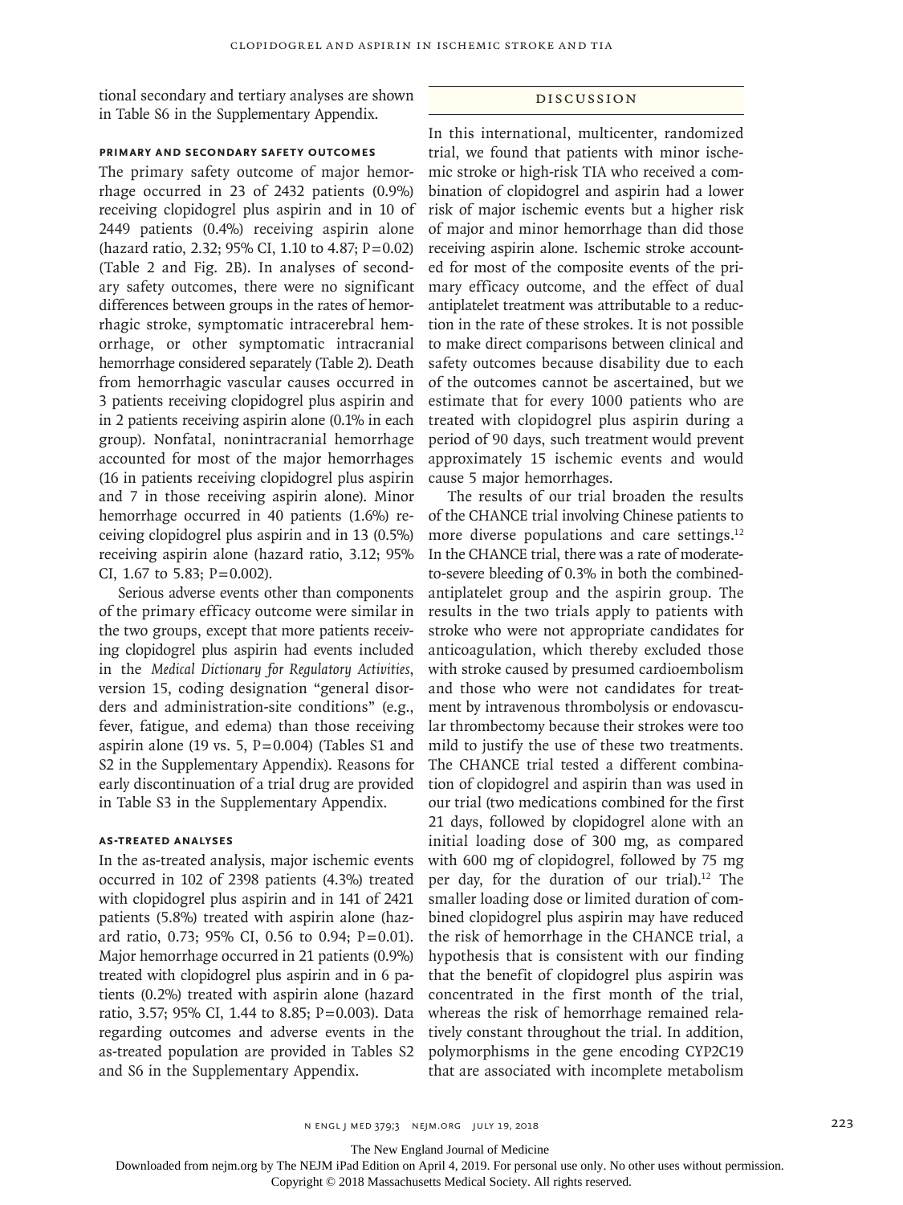tional secondary and tertiary analyses are shown in Table S6 in the Supplementary Appendix.

### Primary and Secondary Safety Outcomes

The primary safety outcome of major hemorrhage occurred in 23 of 2432 patients (0.9%) receiving clopidogrel plus aspirin and in 10 of 2449 patients (0.4%) receiving aspirin alone (hazard ratio, 2.32; 95% CI, 1.10 to 4.87; P=0.02) (Table 2 and Fig. 2B). In analyses of secondary safety outcomes, there were no significant differences between groups in the rates of hemorrhagic stroke, symptomatic intracerebral hemorrhage, or other symptomatic intracranial hemorrhage considered separately (Table 2). Death from hemorrhagic vascular causes occurred in 3 patients receiving clopidogrel plus aspirin and in 2 patients receiving aspirin alone (0.1% in each group). Nonfatal, nonintracranial hemorrhage accounted for most of the major hemorrhages (16 in patients receiving clopidogrel plus aspirin and 7 in those receiving aspirin alone). Minor hemorrhage occurred in 40 patients (1.6%) receiving clopidogrel plus aspirin and in 13 (0.5%) receiving aspirin alone (hazard ratio, 3.12; 95% CI, 1.67 to 5.83; P=0.002).

Serious adverse events other than components of the primary efficacy outcome were similar in the two groups, except that more patients receiving clopidogrel plus aspirin had events included in the *Medical Dictionary for Regulatory Activities*, version 15, coding designation "general disorders and administration-site conditions" (e.g., fever, fatigue, and edema) than those receiving aspirin alone (19 vs. 5, P=0.004) (Tables S1 and S2 in the Supplementary Appendix). Reasons for early discontinuation of a trial drug are provided in Table S3 in the Supplementary Appendix.

### As-Treated Analyses

In the as-treated analysis, major ischemic events occurred in 102 of 2398 patients (4.3%) treated with clopidogrel plus aspirin and in 141 of 2421 patients (5.8%) treated with aspirin alone (hazard ratio, 0.73; 95% CI, 0.56 to 0.94; P=0.01). Major hemorrhage occurred in 21 patients (0.9%) treated with clopidogrel plus aspirin and in 6 patients (0.2%) treated with aspirin alone (hazard ratio, 3.57; 95% CI, 1.44 to 8.85; P=0.003). Data regarding outcomes and adverse events in the as-treated population are provided in Tables S2 and S6 in the Supplementary Appendix.

## Discussion

In this international, multicenter, randomized trial, we found that patients with minor ischemic stroke or high-risk TIA who received a combination of clopidogrel and aspirin had a lower risk of major ischemic events but a higher risk of major and minor hemorrhage than did those receiving aspirin alone. Ischemic stroke accounted for most of the composite events of the primary efficacy outcome, and the effect of dual antiplatelet treatment was attributable to a reduction in the rate of these strokes. It is not possible to make direct comparisons between clinical and safety outcomes because disability due to each of the outcomes cannot be ascertained, but we estimate that for every 1000 patients who are treated with clopidogrel plus aspirin during a period of 90 days, such treatment would prevent approximately 15 ischemic events and would cause 5 major hemorrhages.

The results of our trial broaden the results of the CHANCE trial involving Chinese patients to more diverse populations and care settings.[12] In the CHANCE trial, there was a rate of moderate-to-severe bleeding of 0.3% in both the combined-antiplatelet group and the aspirin group. The results in the two trials apply to patients with stroke who were not appropriate candidates for anticoagulation, which thereby excluded those with stroke caused by presumed cardioembolism and those who were not candidates for treatment by intravenous thrombolysis or endovascular thrombectomy because their strokes were too mild to justify the use of these two treatments. The CHANCE trial tested a different combination of clopidogrel and aspirin than was used in our trial (two medications combined for the first 21 days, followed by clopidogrel alone with an initial loading dose of 300 mg, as compared with 600 mg of clopidogrel, followed by 75 mg per day, for the duration of our trial).[12] The smaller loading dose or limited duration of combined clopidogrel plus aspirin may have reduced the risk of hemorrhage in the CHANCE trial, a hypothesis that is consistent with our finding that the benefit of clopidogrel plus aspirin was concentrated in the first month of the trial, whereas the risk of hemorrhage remained relatively constant throughout the trial. In addition, polymorphisms in the gene encoding CYP2C19 that are associated with incomplete metabolism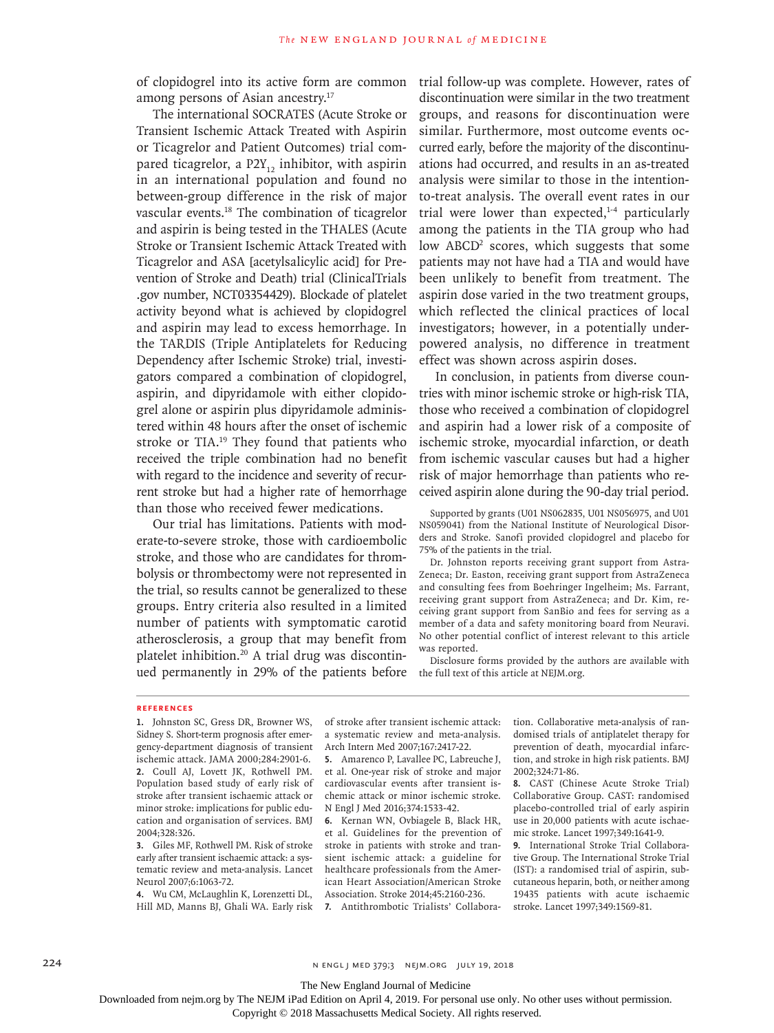of clopidogrel into its active form are common among persons of Asian ancestry.[17]

The international SOCRATES (Acute Stroke or Transient Ischemic Attack Treated with Aspirin or Ticagrelor and Patient Outcomes) trial compared ticagrelor, a $P2Y_{12}$ inhibitor, with aspirin in an international population and found no between-group difference in the risk of major vascular events.[18] The combination of ticagrelor and aspirin is being tested in the THALES (Acute Stroke or Transient Ischemic Attack Treated with Ticagrelor and ASA [acetylsalicylic acid] for Prevention of Stroke and Death) trial (ClinicalTrials.gov number, NCT03354429). Blockade of platelet activity beyond what is achieved by clopidogrel and aspirin may lead to excess hemorrhage. In the TARDIS (Triple Antiplatelets for Reducing Dependency after Ischemic Stroke) trial, investigators compared a combination of clopidogrel, aspirin, and dipyridamole with either clopidogrel alone or aspirin plus dipyridamole administered within 48 hours after the onset of ischemic stroke or TIA.[19] They found that patients who received the triple combination had no benefit with regard to the incidence and severity of recurrent stroke but had a higher rate of hemorrhage than those who received fewer medications.

Our trial has limitations. Patients with moderate-to-severe stroke, those with cardioembolic stroke, and those who are candidates for thrombolysis or thrombectomy were not represented in the trial, so results cannot be generalized to these groups. Entry criteria also resulted in a limited number of patients with symptomatic carotid atherosclerosis, a group that may benefit from platelet inhibition.[20] A trial drug was discontinued permanently in 29% of the patients before trial follow-up was complete. However, rates of discontinuation were similar in the two treatment groups, and reasons for discontinuation were similar. Furthermore, most outcome events occurred early, before the majority of the discontinuations had occurred, and results in an as-treated analysis were similar to those in the intention-to-treat analysis. The overall event rates in our trial were lower than expected,[1-4] particularly among the patients in the TIA group who had low $ABCD^2$ scores, which suggests that some patients may not have had a TIA and would have been unlikely to benefit from treatment. The aspirin dose varied in the two treatment groups, which reflected the clinical practices of local investigators; however, in a potentially underpowered analysis, no difference in treatment effect was shown across aspirin doses.

In conclusion, in patients from diverse countries with minor ischemic stroke or high-risk TIA, those who received a combination of clopidogrel and aspirin had a lower risk of a composite of ischemic stroke, myocardial infarction, or death from ischemic vascular causes but had a higher risk of major hemorrhage than patients who received aspirin alone during the 90-day trial period.

Supported by grants (U01 NS062835, U01 NS056975, and U01 NS059041) from the National Institute of Neurological Disorders and Stroke. Sanofi provided clopidogrel and placebo for 75% of the patients in the trial.

Dr. Johnston reports receiving grant support from AstraZeneca; Dr. Easton, receiving grant support from AstraZeneca and consulting fees from Boehringer Ingelheim; Ms. Farrant, receiving grant support from AstraZeneca; and Dr. Kim, receiving grant support from SanBio and fees for serving as a member of a data and safety monitoring board from Neuravi. No other potential conflict of interest relevant to this article was reported.

Disclosure forms provided by the authors are available with the full text of this article at NEJM.org.

## References

1. Johnston SC, Gress DR, Browner WS, Sidney S. Short-term prognosis after emergency-department diagnosis of transient ischemic attack. JAMA 2000;284:2901-6.
2. Coull AJ, Lovett JK, Rothwell PM. Population based study of early risk of stroke after transient ischaemic attack or minor stroke: implications for public education and organisation of services. BMJ 2004;328:326.
3. Giles MF, Rothwell PM. Risk of stroke early after transient ischaemic attack: a systematic review and meta-analysis. Lancet Neurol 2007;6:1063-72.
4. Wu CM, McLaughlin K, Lorenzetti DL, Hill MD, Manns BJ, Ghali WA. Early risk of stroke after transient ischemic attack: a systematic review and meta-analysis. Arch Intern Med 2007;167:2417-22.
5. Amarenco P, Lavallee PC, Labreuche J, et al. One-year risk of stroke and major cardiovascular events after transient ischemic attack or minor ischemic stroke. N Engl J Med 2016;374:1533-42.
6. Kernan WN, Ovbiagele B, Black HR, et al. Guidelines for the prevention of stroke in patients with stroke and transient ischemic attack: a guideline for healthcare professionals from the American Heart Association/American Stroke Association. Stroke 2014;45:2160-236.
7. Antithrombotic Trialists' Collaboration. Collaborative meta-analysis of randomised trials of antiplatelet therapy for prevention of death, myocardial infarction, and stroke in high risk patients. BMJ 2002;324:71-86.
8. CAST (Chinese Acute Stroke Trial) Collaborative Group. CAST: randomised placebo-controlled trial of early aspirin use in 20,000 patients with acute ischaemic stroke. Lancet 1997;349:1641-9.
9. International Stroke Trial Collaborative Group. The International Stroke Trial (IST): a randomised trial of aspirin, subcutaneous heparin, both, or neither among 19435 patients with acute ischaemic stroke. Lancet 1997;349:1569-81.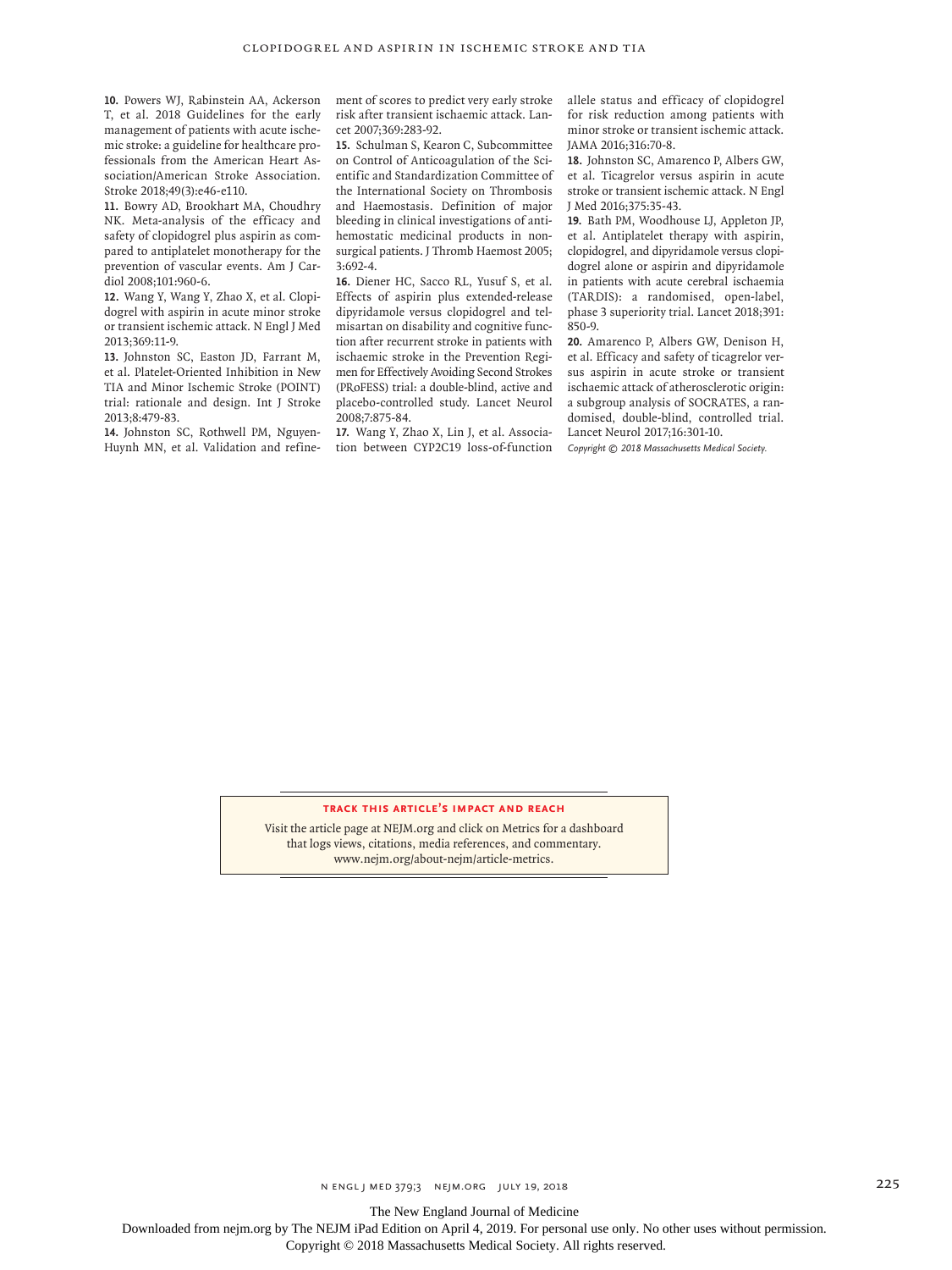10. Powers WJ, Rabinstein AA, Ackerson T, et al. 2018 Guidelines for the early management of patients with acute ischemic stroke: a guideline for healthcare professionals from the American Heart Association/American Stroke Association. Stroke 2018;49(3):e46-e110.

11. Bowry AD, Brookhart MA, Choudhry NK. Meta-analysis of the efficacy and safety of clopidogrel plus aspirin as compared to antiplatelet monotherapy for the prevention of vascular events. Am J Cardiol 2008;101:960-6.

12. Wang Y, Wang Y, Zhao X, et al. Clopidogrel with aspirin in acute minor stroke or transient ischemic attack. N Engl J Med 2013;369:11-9.

13. Johnston SC, Easton JD, Farrant M, et al. Platelet-Oriented Inhibition in New TIA and Minor Ischemic Stroke (POINT) trial: rationale and design. Int J Stroke 2013;8:479-83.

14. Johnston SC, Rothwell PM, Nguyen-Huynh MN, et al. Validation and refinement of scores to predict very early stroke risk after transient ischaemic attack. Lancet 2007;369:283-92.

15. Schulman S, Kearon C, Subcommittee on Control of Anticoagulation of the Scientific and Standardization Committee of the International Society on Thrombosis and Haemostasis. Definition of major bleeding in clinical investigations of antihemostatic medicinal products in nonsurgical patients. J Thromb Haemost 2005;3:692-4.

16. Diener HC, Sacco RL, Yusuf S, et al. Effects of aspirin plus extended-release dipyridamole versus clopidogrel and telmisartan on disability and cognitive function after recurrent stroke in patients with ischaemic stroke in the Prevention Regimen for Effectively Avoiding Second Strokes (PRoFESS) trial: a double-blind, active and placebo-controlled study. Lancet Neurol 2008;7:875-84.

17. Wang Y, Zhao X, Lin J, et al. Association between CYP2C19 loss-of-function allele status and efficacy of clopidogrel for risk reduction among patients with minor stroke or transient ischemic attack. JAMA 2016;316:70-8.

18. Johnston SC, Amarenco P, Albers GW, et al. Ticagrelor versus aspirin in acute stroke or transient ischemic attack. N Engl J Med 2016;375:35-43.

19. Bath PM, Woodhouse LJ, Appleton JP, et al. Antiplatelet therapy with aspirin, clopidogrel, and dipyridamole versus clopidogrel alone or aspirin and dipyridamole in patients with acute cerebral ischaemia (TARDIS): a randomised, open-label, phase 3 superiority trial. Lancet 2018;391:850-9.

20. Amarenco P, Albers GW, Denison H, et al. Efficacy and safety of ticagrelor versus aspirin in acute stroke or transient ischaemic attack of atherosclerotic origin: a subgroup analysis of SOCRATES, a randomised, double-blind, controlled trial. Lancet Neurol 2017;16:301-10.

*Copyright © 2018 Massachusetts Medical Society.*

**TRACK THIS ARTICLE'S IMPACT AND REACH**

Visit the article page at NEJM.org and click on Metrics for a dashboard that logs views, citations, media references, and commentary. www.nejm.org/about-nejm/article-metrics.